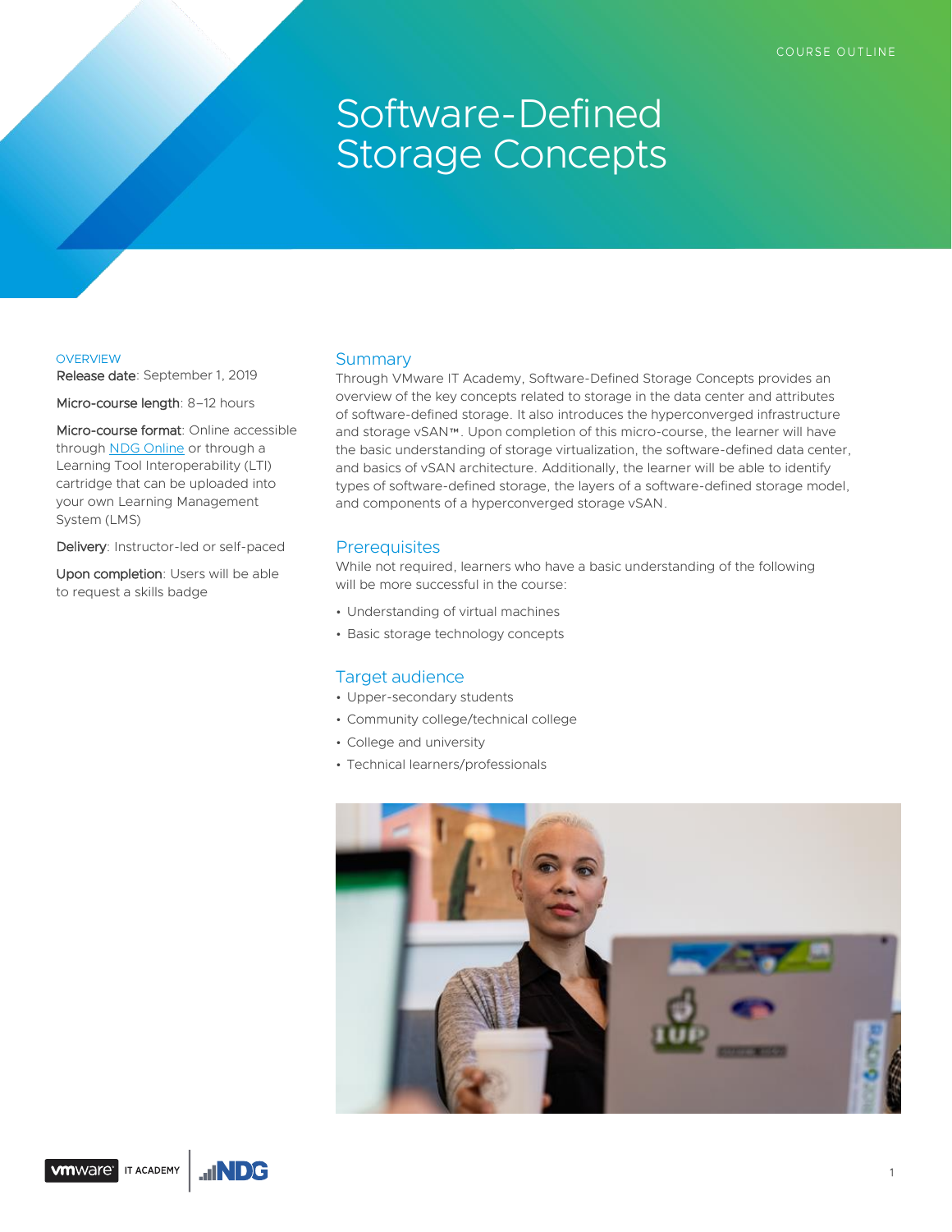COURSE OUTLINE

# Software-Defined Storage Concepts

OVERVIEW

**Release date**: September 1, 2019

**Micro-course length**: 8–12 hours

**Micro-course format**: Online accessible through NDG Online or through a Learning Tool Interoperability (LTI) cartridge that can be uploaded into your own Learning Management System (LMS)

**Delivery**: Instructor-led or self-paced

**Upon completion**: Users will be able to request a skills badge

## Summary

Through VMware IT Academy, Software-Defined Storage Concepts provides an overview of the key concepts related to storage in the data center and attributes of software-defined storage. It also introduces the hyperconverged infrastructure and storage vSAN™. Upon completion of this micro-course, the learner will have the basic understanding of storage virtualization, the software-defined data center, and basics of vSAN architecture. Additionally, the learner will be able to identify types of software-defined storage, the layers of a software-defined storage model, and components of a hyperconverged storage vSAN.

## Prerequisites

While not required, learners who have a basic understanding of the following will be more successful in the course:

- Understanding of virtual machines
- Basic storage technology concepts

## Target audience

- Upper-secondary students
- Community college/technical college
- College and university
- Technical learners/professionals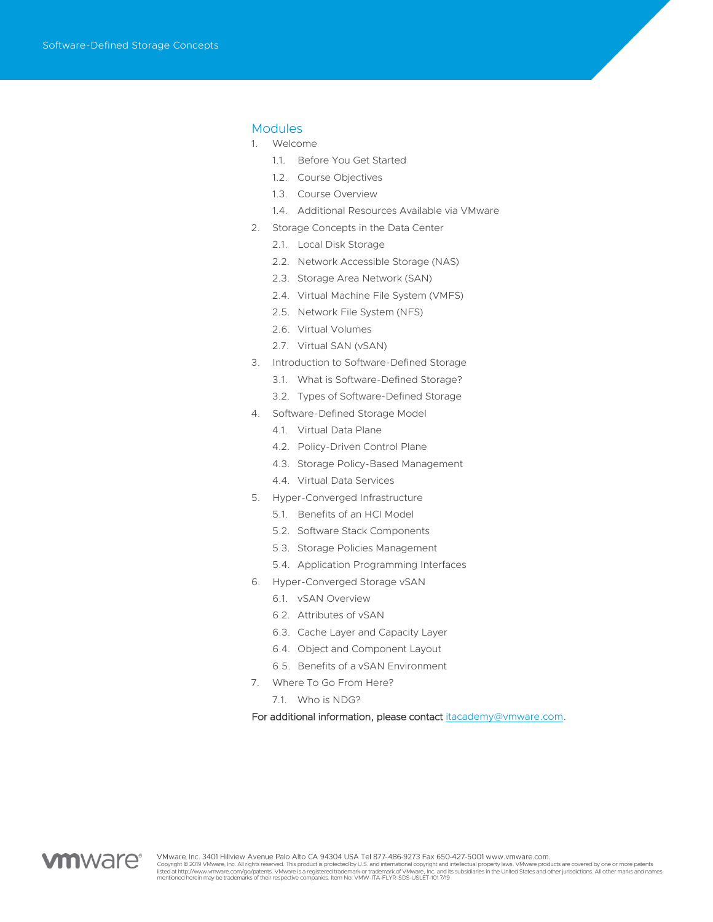## Modules

1. Welcome
   - 1.1. Before You Get Started
   - 1.2. Course Objectives
   - 1.3. Course Overview
   - 1.4. Additional Resources Available via VMware
2. Storage Concepts in the Data Center
   - 2.1. Local Disk Storage
   - 2.2. Network Accessible Storage (NAS)
   - 2.3. Storage Area Network (SAN)
   - 2.4. Virtual Machine File System (VMFS)
   - 2.5. Network File System (NFS)
   - 2.6. Virtual Volumes
   - 2.7. Virtual SAN (vSAN)
3. Introduction to Software-Defined Storage
   - 3.1. What is Software-Defined Storage?
   - 3.2. Types of Software-Defined Storage
4. Software-Defined Storage Model
   - 4.1. Virtual Data Plane
   - 4.2. Policy-Driven Control Plane
   - 4.3. Storage Policy-Based Management
   - 4.4. Virtual Data Services
5. Hyper-Converged Infrastructure
   - 5.1. Benefits of an HCI Model
   - 5.2. Software Stack Components
   - 5.3. Storage Policies Management
   - 5.4. Application Programming Interfaces
6. Hyper-Converged Storage vSAN
   - 6.1. vSAN Overview
   - 6.2. Attributes of vSAN
   - 6.3. Cache Layer and Capacity Layer
   - 6.4. Object and Component Layout
   - 6.5. Benefits of a vSAN Environment
7. Where To Go From Here?
   - 7.1. Who is NDG?

**For additional information, please contact [itacademy@vmware.com](mailto:itacademy@vmware.com).**

VMware, Inc. 3401 Hillview Avenue Palo Alto CA 94304 USA Tel 877-486-9273 Fax 650-427-5001 www.vmware.com.
Copyright © 2019 VMware, Inc. All rights reserved. This product is protected by U.S. and international copyright and intellectual property laws. VMware products are covered by one or more patents listed at http://www.vmware.com/go/patents. VMware is a registered trademark or trademark of VMware, Inc. and its subsidiaries in the United States and other jurisdictions. All other marks and names mentioned herein may be trademarks of their respective companies. Item No: VMW-ITA-FLYR-SDS-USLET-101 7/19